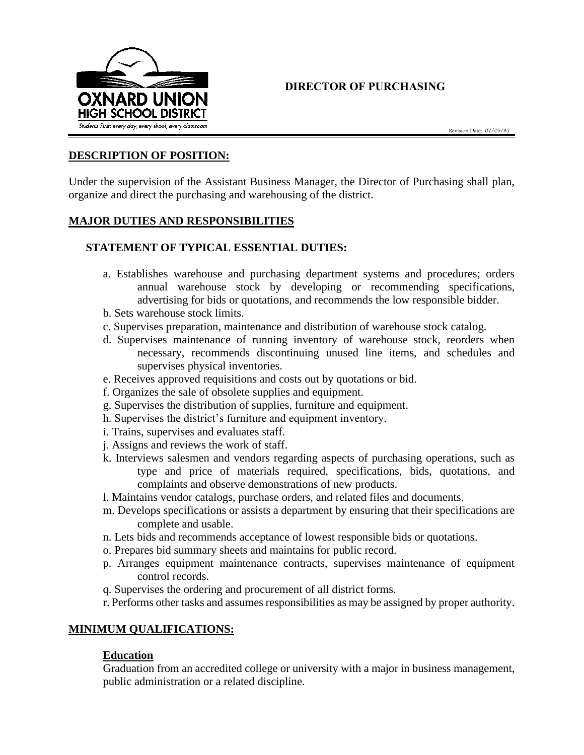# DIRECTOR OF PURCHASING

Revision Date: 07/05/87

## DESCRIPTION OF POSITION:

Under the supervision of the Assistant Business Manager, the Director of Purchasing shall plan, organize and direct the purchasing and warehousing of the district.

## MAJOR DUTIES AND RESPONSIBILITIES

### STATEMENT OF TYPICAL ESSENTIAL DUTIES:

a. Establishes warehouse and purchasing department systems and procedures; orders annual warehouse stock by developing or recommending specifications, advertising for bids or quotations, and recommends the low responsible bidder.
b. Sets warehouse stock limits.
c. Supervises preparation, maintenance and distribution of warehouse stock catalog.
d. Supervises maintenance of running inventory of warehouse stock, reorders when necessary, recommends discontinuing unused line items, and schedules and supervises physical inventories.
e. Receives approved requisitions and costs out by quotations or bid.
f. Organizes the sale of obsolete supplies and equipment.
g. Supervises the distribution of supplies, furniture and equipment.
h. Supervises the district's furniture and equipment inventory.
i. Trains, supervises and evaluates staff.
j. Assigns and reviews the work of staff.
k. Interviews salesmen and vendors regarding aspects of purchasing operations, such as type and price of materials required, specifications, bids, quotations, and complaints and observe demonstrations of new products.
l. Maintains vendor catalogs, purchase orders, and related files and documents.
m. Develops specifications or assists a department by ensuring that their specifications are complete and usable.
n. Lets bids and recommends acceptance of lowest responsible bids or quotations.
o. Prepares bid summary sheets and maintains for public record.
p. Arranges equipment maintenance contracts, supervises maintenance of equipment control records.
q. Supervises the ordering and procurement of all district forms.
r. Performs other tasks and assumes responsibilities as may be assigned by proper authority.

## MINIMUM QUALIFICATIONS:

**Education**

Graduation from an accredited college or university with a major in business management, public administration or a related discipline.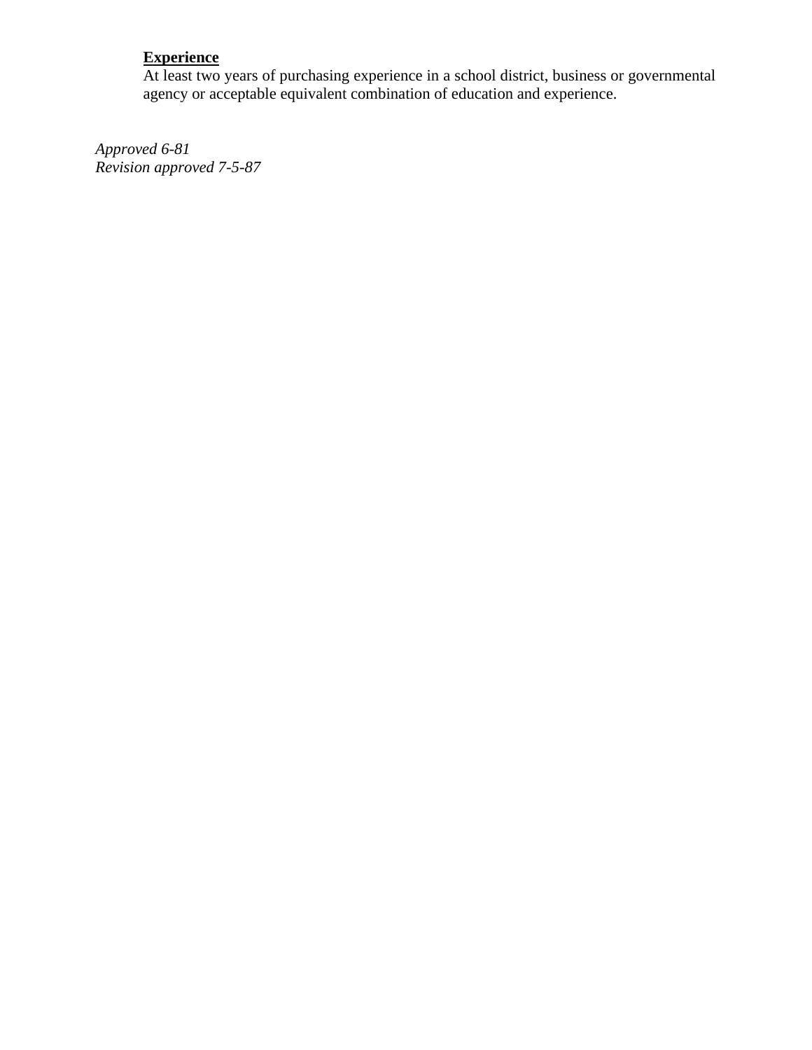**Experience**

At least two years of purchasing experience in a school district, business or governmental agency or acceptable equivalent combination of education and experience.

*Approved 6-81*
*Revision approved 7-5-87*